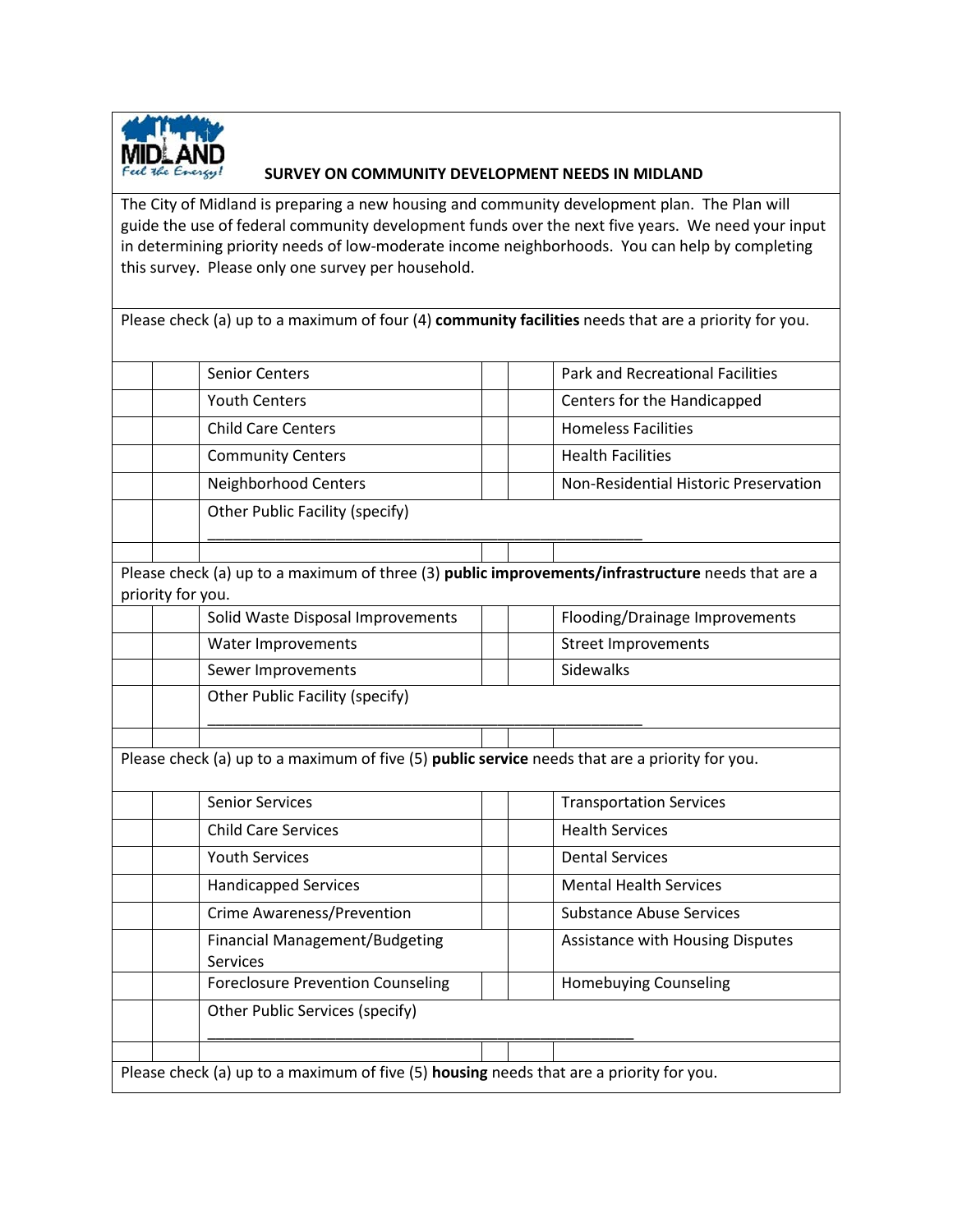**SURVEY ON COMMUNITY DEVELOPMENT NEEDS IN MIDLAND**

The City of Midland is preparing a new housing and community development plan. The Plan will guide the use of federal community development funds over the next five years. We need your input in determining priority needs of low-moderate income neighborhoods. You can help by completing this survey. Please only one survey per household.

Please check (a) up to a maximum of four (4) **community facilities** needs that are a priority for you.

| | | | | | |
|---|---|---|---|---|---|
| | | Senior Centers | | | Park and Recreational Facilities |
| | | Youth Centers | | | Centers for the Handicapped |
| | | Child Care Centers | | | Homeless Facilities |
| | | Community Centers | | | Health Facilities |
| | | Neighborhood Centers | | | Non-Residential Historic Preservation |
| | | Other Public Facility (specify) ______________________________________________ | | | |

Please check (a) up to a maximum of three (3) **public improvements/infrastructure** needs that are a priority for you.

| | | | | | |
|---|---|---|---|---|---|
| | | Solid Waste Disposal Improvements | | | Flooding/Drainage Improvements |
| | | Water Improvements | | | Street Improvements |
| | | Sewer Improvements | | | Sidewalks |
| | | Other Public Facility (specify) ______________________________________________ | | | |

Please check (a) up to a maximum of five (5) **public service** needs that are a priority for you.

| | | | | | |
|---|---|---|---|---|---|
| | | Senior Services | | | Transportation Services |
| | | Child Care Services | | | Health Services |
| | | Youth Services | | | Dental Services |
| | | Handicapped Services | | | Mental Health Services |
| | | Crime Awareness/Prevention | | | Substance Abuse Services |
| | | Financial Management/Budgeting Services | | | Assistance with Housing Disputes |
| | | Foreclosure Prevention Counseling | | | Homebuying Counseling |
| | | Other Public Services (specify) ______________________________________________ | | | |

Please check (a) up to a maximum of five (5) **housing** needs that are a priority for you.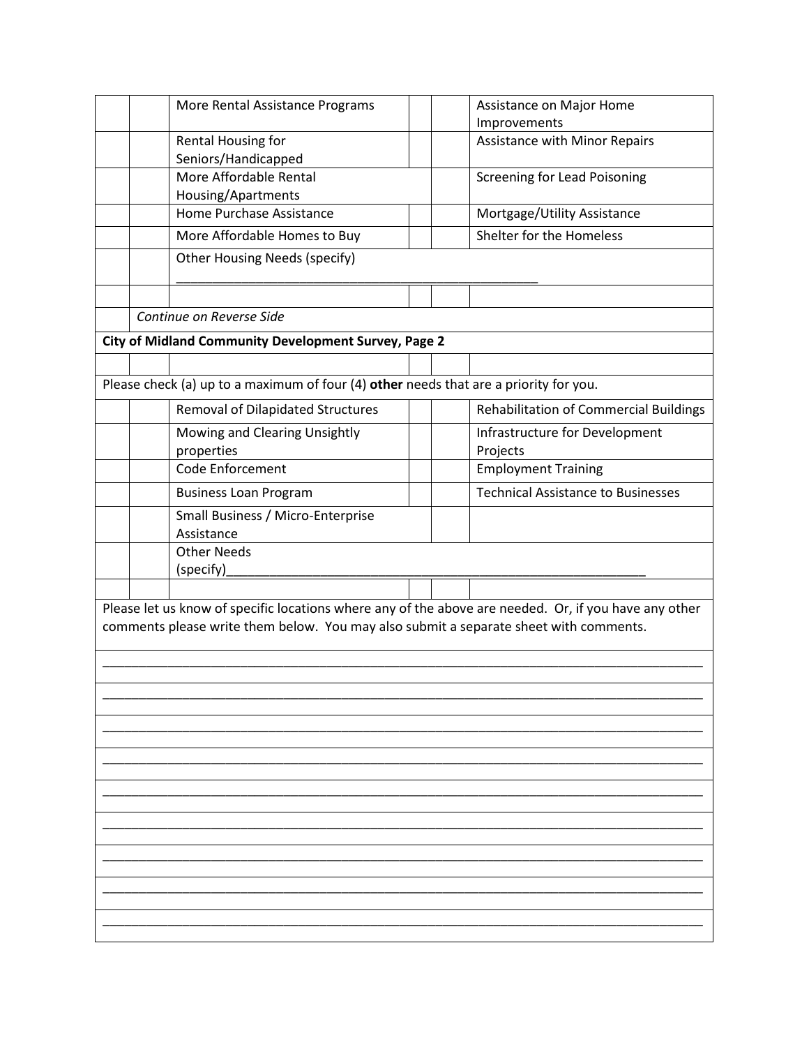| | | | | | |
|---|---|---|---|---|---|
| | | More Rental Assistance Programs | | | Assistance on Major Home Improvements |
| | | Rental Housing for Seniors/Handicapped | | | Assistance with Minor Repairs |
| | | More Affordable Rental Housing/Apartments | | | Screening for Lead Poisoning |
| | | Home Purchase Assistance | | | Mortgage/Utility Assistance |
| | | More Affordable Homes to Buy | | | Shelter for the Homeless |
| | | Other Housing Needs (specify) ____________________________________________________ | | | |
| | | | | | |
| | *Continue on Reverse Side* | | | | |

**City of Midland Community Development Survey, Page 2**

Please check (a) up to a maximum of four (4) **other** needs that are a priority for you.

| | | | | | |
|---|---|---|---|---|---|
| | | Removal of Dilapidated Structures | | | Rehabilitation of Commercial Buildings |
| | | Mowing and Clearing Unsightly properties | | | Infrastructure for Development Projects |
| | | Code Enforcement | | | Employment Training |
| | | Business Loan Program | | | Technical Assistance to Businesses |
| | | Small Business / Micro-Enterprise Assistance | | | |
| | | Other Needs (specify)____________________________________________________________ | | | |
| | | | | | |

Please let us know of specific locations where any of the above are needed. Or, if you have any other comments please write them below. You may also submit a separate sheet with comments.

_____________________________________________________________________________________

_____________________________________________________________________________________

_____________________________________________________________________________________

_____________________________________________________________________________________

_____________________________________________________________________________________

_____________________________________________________________________________________

_____________________________________________________________________________________

_____________________________________________________________________________________

_____________________________________________________________________________________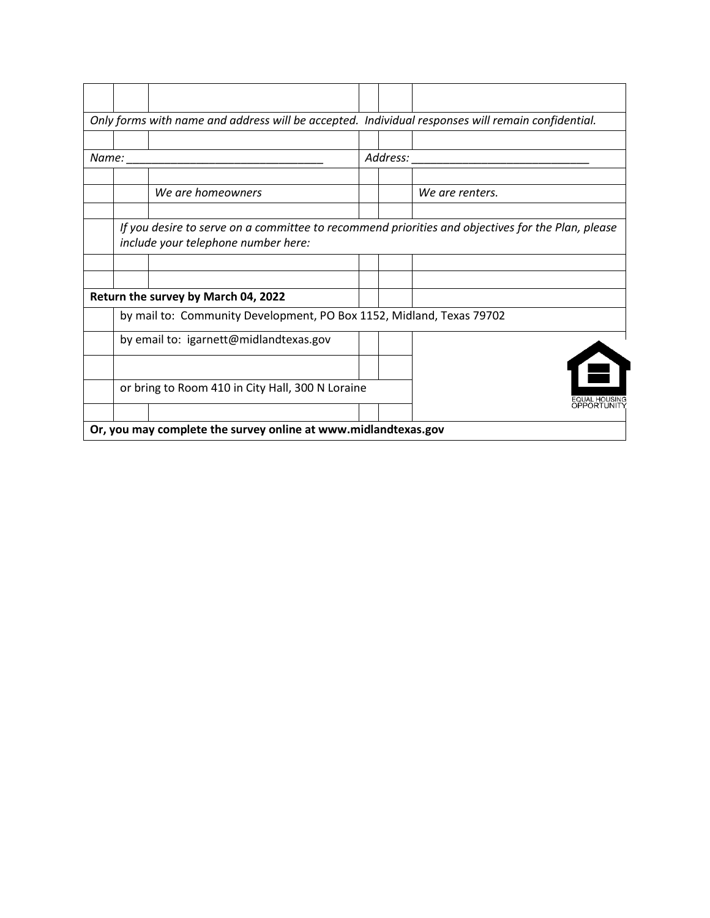*Only forms with name and address will be accepted. Individual responses will remain confidential.*

*Name:* _______________________________ *Address:* ____________________________

| | |
|---|---|
| *We are homeowners* | *We are renters.* |

*If you desire to serve on a committee to recommend priorities and objectives for the Plan, please include your telephone number here:*

**Return the survey by March 04, 2022**

by mail to: Community Development, PO Box 1152, Midland, Texas 79702

by email to: igarnett@midlandtexas.gov

or bring to Room 410 in City Hall, 300 N Loraine

EQUAL HOUSING OPPORTUNITY

**Or, you may complete the survey online at www.midlandtexas.gov**